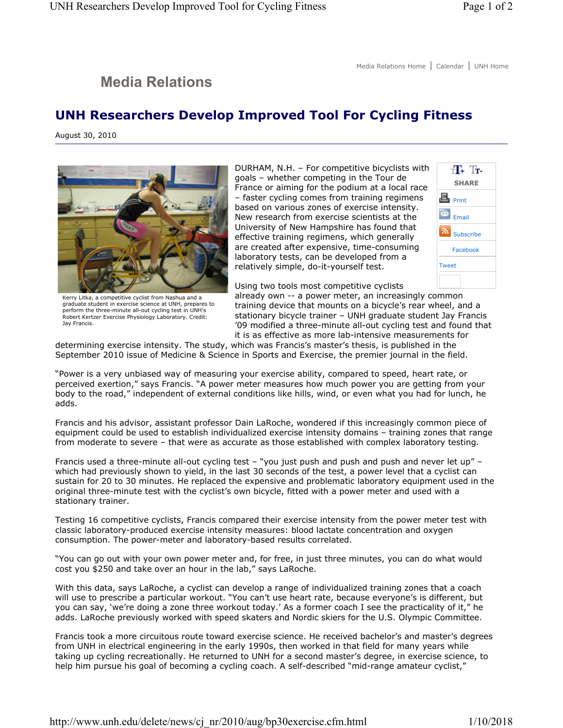Media Relations Home | Calendar | UNH Home

## Media Relations

# UNH Researchers Develop Improved Tool For Cycling Fitness

August 30, 2010

Kerry Litka, a competitive cyclist from Nashua and a graduate student in exercise science at UNH, prepares to perform the three-minute all-out cycling test in UNH's Robert Kertzer Exercise Physiology Laboratory. Credit: Jay Francis.

DURHAM, N.H. – For competitive bicyclists with goals – whether competing in the Tour de France or aiming for the podium at a local race – faster cycling comes from training regimens based on various zones of exercise intensity. New research from exercise scientists at the University of New Hampshire has found that effective training regimens, which generally are created after expensive, time-consuming laboratory tests, can be developed from a relatively simple, do-it-yourself test.

Using two tools most competitive cyclists already own -- a power meter, an increasingly common training device that mounts on a bicycle's rear wheel, and a stationary bicycle trainer – UNH graduate student Jay Francis '09 modified a three-minute all-out cycling test and found that it is as effective as more lab-intensive measurements for determining exercise intensity. The study, which was Francis's master's thesis, is published in the September 2010 issue of Medicine & Science in Sports and Exercise, the premier journal in the field.

"Power is a very unbiased way of measuring your exercise ability, compared to speed, heart rate, or perceived exertion," says Francis. "A power meter measures how much power you are getting from your body to the road," independent of external conditions like hills, wind, or even what you had for lunch, he adds.

Francis and his advisor, assistant professor Dain LaRoche, wondered if this increasingly common piece of equipment could be used to establish individualized exercise intensity domains – training zones that range from moderate to severe – that were as accurate as those established with complex laboratory testing.

Francis used a three-minute all-out cycling test – "you just push and push and push and never let up" – which had previously shown to yield, in the last 30 seconds of the test, a power level that a cyclist can sustain for 20 to 30 minutes. He replaced the expensive and problematic laboratory equipment used in the original three-minute test with the cyclist's own bicycle, fitted with a power meter and used with a stationary trainer.

Testing 16 competitive cyclists, Francis compared their exercise intensity from the power meter test with classic laboratory-produced exercise intensity measures: blood lactate concentration and oxygen consumption. The power-meter and laboratory-based results correlated.

"You can go out with your own power meter and, for free, in just three minutes, you can do what would cost you $250 and take over an hour in the lab," says LaRoche.

With this data, says LaRoche, a cyclist can develop a range of individualized training zones that a coach will use to prescribe a particular workout. "You can't use heart rate, because everyone's is different, but you can say, 'we're doing a zone three workout today.' As a former coach I see the practicality of it," he adds. LaRoche previously worked with speed skaters and Nordic skiers for the U.S. Olympic Committee.

Francis took a more circuitous route toward exercise science. He received bachelor's and master's degrees from UNH in electrical engineering in the early 1990s, then worked in that field for many years while taking up cycling recreationally. He returned to UNH for a second master's degree, in exercise science, to help him pursue his goal of becoming a cycling coach. A self-described "mid-range amateur cyclist,"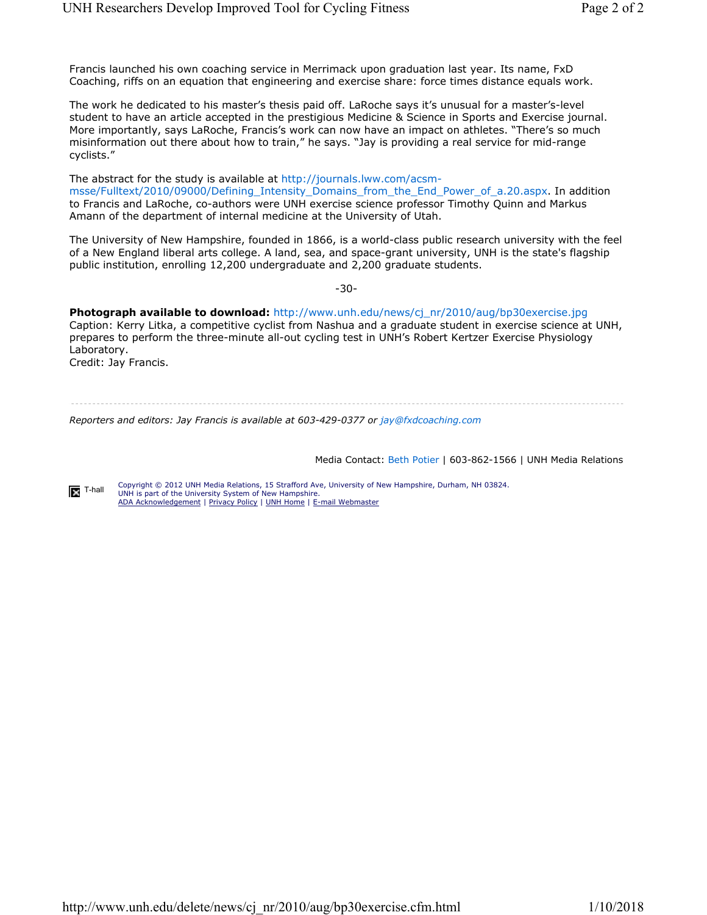Francis launched his own coaching service in Merrimack upon graduation last year. Its name, FxD Coaching, riffs on an equation that engineering and exercise share: force times distance equals work.

The work he dedicated to his master's thesis paid off. LaRoche says it's unusual for a master's-level student to have an article accepted in the prestigious Medicine & Science in Sports and Exercise journal. More importantly, says LaRoche, Francis's work can now have an impact on athletes. "There's so much misinformation out there about how to train," he says. "Jay is providing a real service for mid-range cyclists."

The abstract for the study is available at http://journals.lww.com/acsm-msse/Fulltext/2010/09000/Defining_Intensity_Domains_from_the_End_Power_of_a.20.aspx. In addition to Francis and LaRoche, co-authors were UNH exercise science professor Timothy Quinn and Markus Amann of the department of internal medicine at the University of Utah.

The University of New Hampshire, founded in 1866, is a world-class public research university with the feel of a New England liberal arts college. A land, sea, and space-grant university, UNH is the state's flagship public institution, enrolling 12,200 undergraduate and 2,200 graduate students.

-30-

**Photograph available to download:** http://www.unh.edu/news/cj_nr/2010/aug/bp30exercise.jpg
Caption: Kerry Litka, a competitive cyclist from Nashua and a graduate student in exercise science at UNH, prepares to perform the three-minute all-out cycling test in UNH's Robert Kertzer Exercise Physiology Laboratory.
Credit: Jay Francis.

---

*Reporters and editors: Jay Francis is available at 603-429-0377 or jay@fxdcoaching.com*

Media Contact: Beth Potier | 603-862-1566 | UNH Media Relations

T-hall

Copyright © 2012 UNH Media Relations, 15 Strafford Ave, University of New Hampshire, Durham, NH 03824.
UNH is part of the University System of New Hampshire.
ADA Acknowledgement | Privacy Policy | UNH Home | E-mail Webmaster